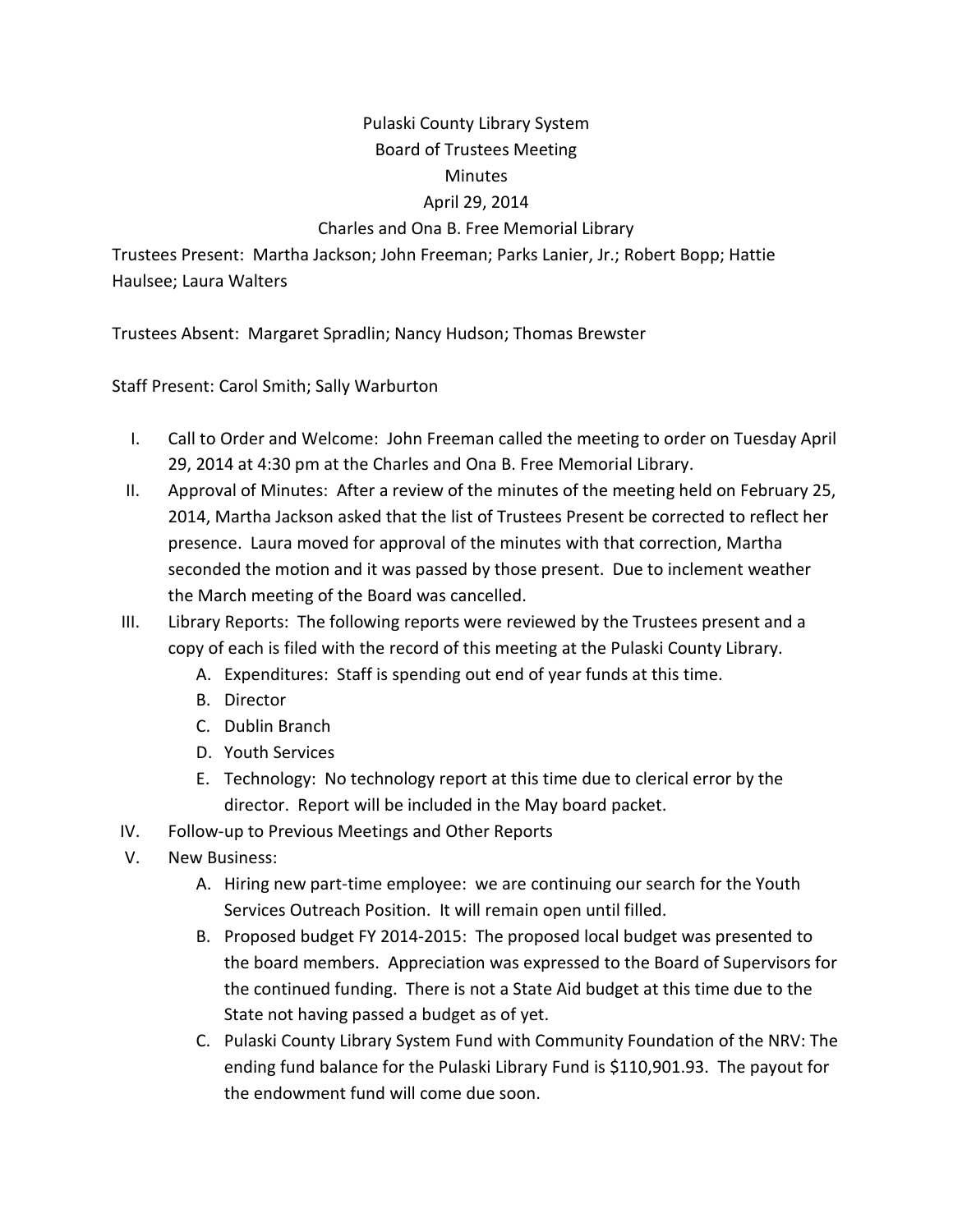# Pulaski County Library System
## Board of Trustees Meeting
## Minutes
## April 29, 2014
## Charles and Ona B. Free Memorial Library

Trustees Present: Martha Jackson; John Freeman; Parks Lanier, Jr.; Robert Bopp; Hattie Haulsee; Laura Walters

Trustees Absent: Margaret Spradlin; Nancy Hudson; Thomas Brewster

Staff Present: Carol Smith; Sally Warburton

I. Call to Order and Welcome: John Freeman called the meeting to order on Tuesday April 29, 2014 at 4:30 pm at the Charles and Ona B. Free Memorial Library.

II. Approval of Minutes: After a review of the minutes of the meeting held on February 25, 2014, Martha Jackson asked that the list of Trustees Present be corrected to reflect her presence. Laura moved for approval of the minutes with that correction, Martha seconded the motion and it was passed by those present. Due to inclement weather the March meeting of the Board was cancelled.

III. Library Reports: The following reports were reviewed by the Trustees present and a copy of each is filed with the record of this meeting at the Pulaski County Library.
   - A. Expenditures: Staff is spending out end of year funds at this time.
   - B. Director
   - C. Dublin Branch
   - D. Youth Services
   - E. Technology: No technology report at this time due to clerical error by the director. Report will be included in the May board packet.

IV. Follow-up to Previous Meetings and Other Reports

V. New Business:
   - A. Hiring new part-time employee: we are continuing our search for the Youth Services Outreach Position. It will remain open until filled.
   - B. Proposed budget FY 2014-2015: The proposed local budget was presented to the board members. Appreciation was expressed to the Board of Supervisors for the continued funding. There is not a State Aid budget at this time due to the State not having passed a budget as of yet.
   - C. Pulaski County Library System Fund with Community Foundation of the NRV: The ending fund balance for the Pulaski Library Fund is $110,901.93. The payout for the endowment fund will come due soon.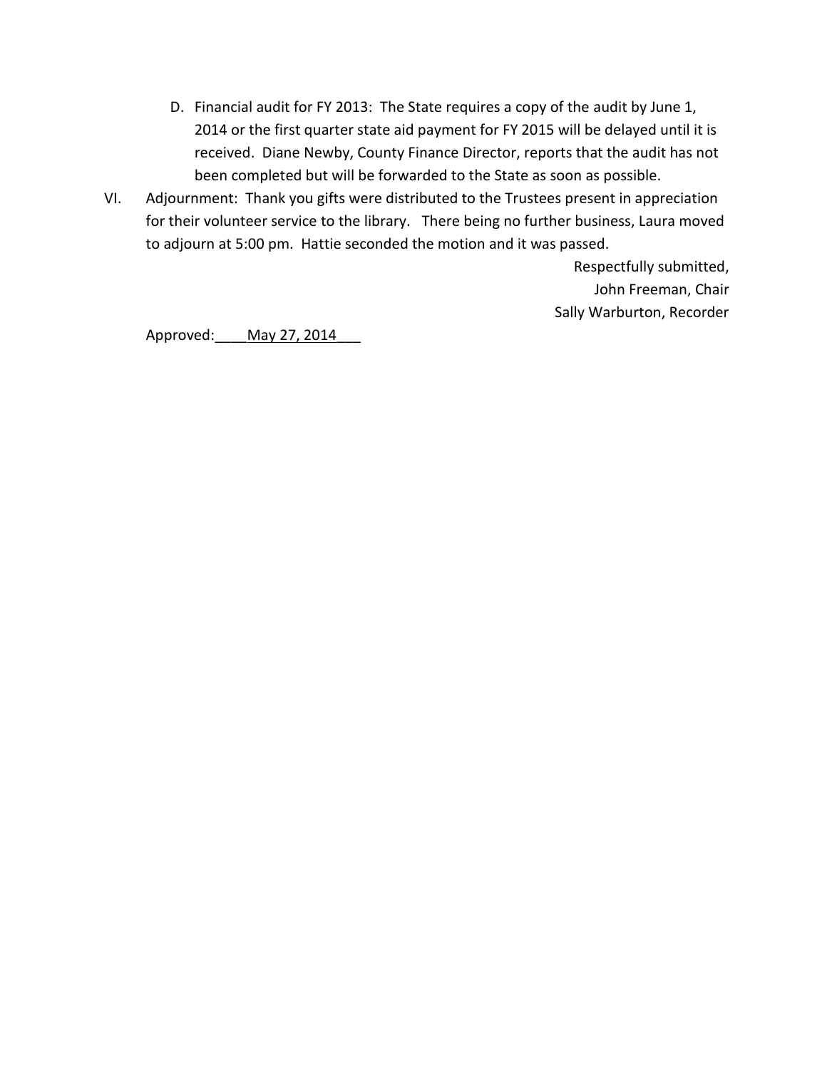D. Financial audit for FY 2013: The State requires a copy of the audit by June 1, 2014 or the first quarter state aid payment for FY 2015 will be delayed until it is received. Diane Newby, County Finance Director, reports that the audit has not been completed but will be forwarded to the State as soon as possible.

VI. Adjournment: Thank you gifts were distributed to the Trustees present in appreciation for their volunteer service to the library. There being no further business, Laura moved to adjourn at 5:00 pm. Hattie seconded the motion and it was passed.

Respectfully submitted,
John Freeman, Chair
Sally Warburton, Recorder

Approved: May 27, 2014